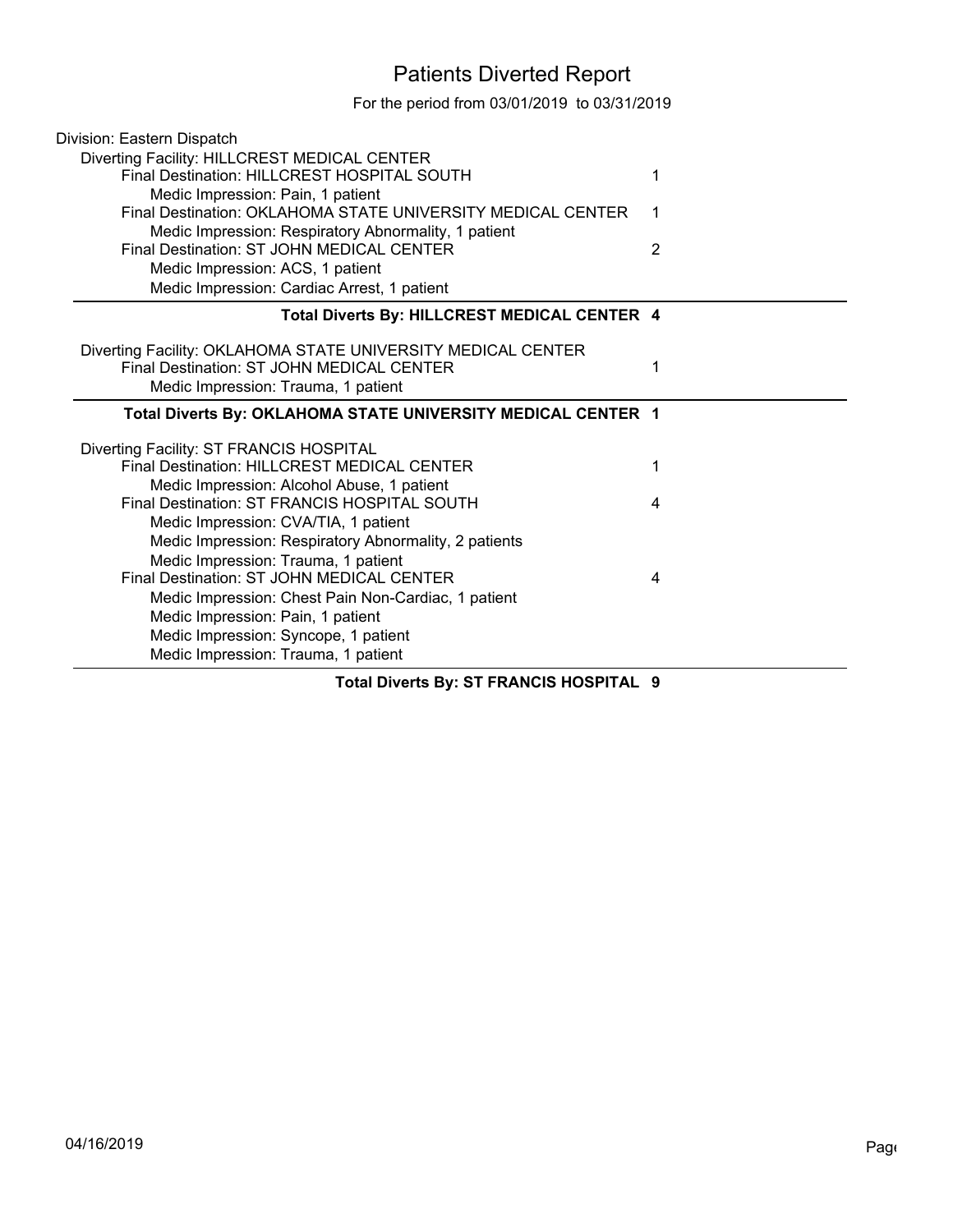# Patients Diverted Report

For the period from 03/01/2019 to 03/31/2019

Division: Eastern Dispatch

Diverting Facility: HILLCREST MEDICAL CENTER

- Final Destination: HILLCREST HOSPITAL SOUTH — 1
  - Medic Impression: Pain, 1 patient
- Final Destination: OKLAHOMA STATE UNIVERSITY MEDICAL CENTER — 1
  - Medic Impression: Respiratory Abnormality, 1 patient
- Final Destination: ST JOHN MEDICAL CENTER — 2
  - Medic Impression: ACS, 1 patient
  - Medic Impression: Cardiac Arrest, 1 patient

**Total Diverts By: HILLCREST MEDICAL CENTER 4**

Diverting Facility: OKLAHOMA STATE UNIVERSITY MEDICAL CENTER

- Final Destination: ST JOHN MEDICAL CENTER — 1
  - Medic Impression: Trauma, 1 patient

**Total Diverts By: OKLAHOMA STATE UNIVERSITY MEDICAL CENTER 1**

Diverting Facility: ST FRANCIS HOSPITAL

- Final Destination: HILLCREST MEDICAL CENTER — 1
  - Medic Impression: Alcohol Abuse, 1 patient
- Final Destination: ST FRANCIS HOSPITAL SOUTH — 4
  - Medic Impression: CVA/TIA, 1 patient
  - Medic Impression: Respiratory Abnormality, 2 patients
  - Medic Impression: Trauma, 1 patient
- Final Destination: ST JOHN MEDICAL CENTER — 4
  - Medic Impression: Chest Pain Non-Cardiac, 1 patient
  - Medic Impression: Pain, 1 patient
  - Medic Impression: Syncope, 1 patient
  - Medic Impression: Trauma, 1 patient

**Total Diverts By: ST FRANCIS HOSPITAL 9**

04/16/2019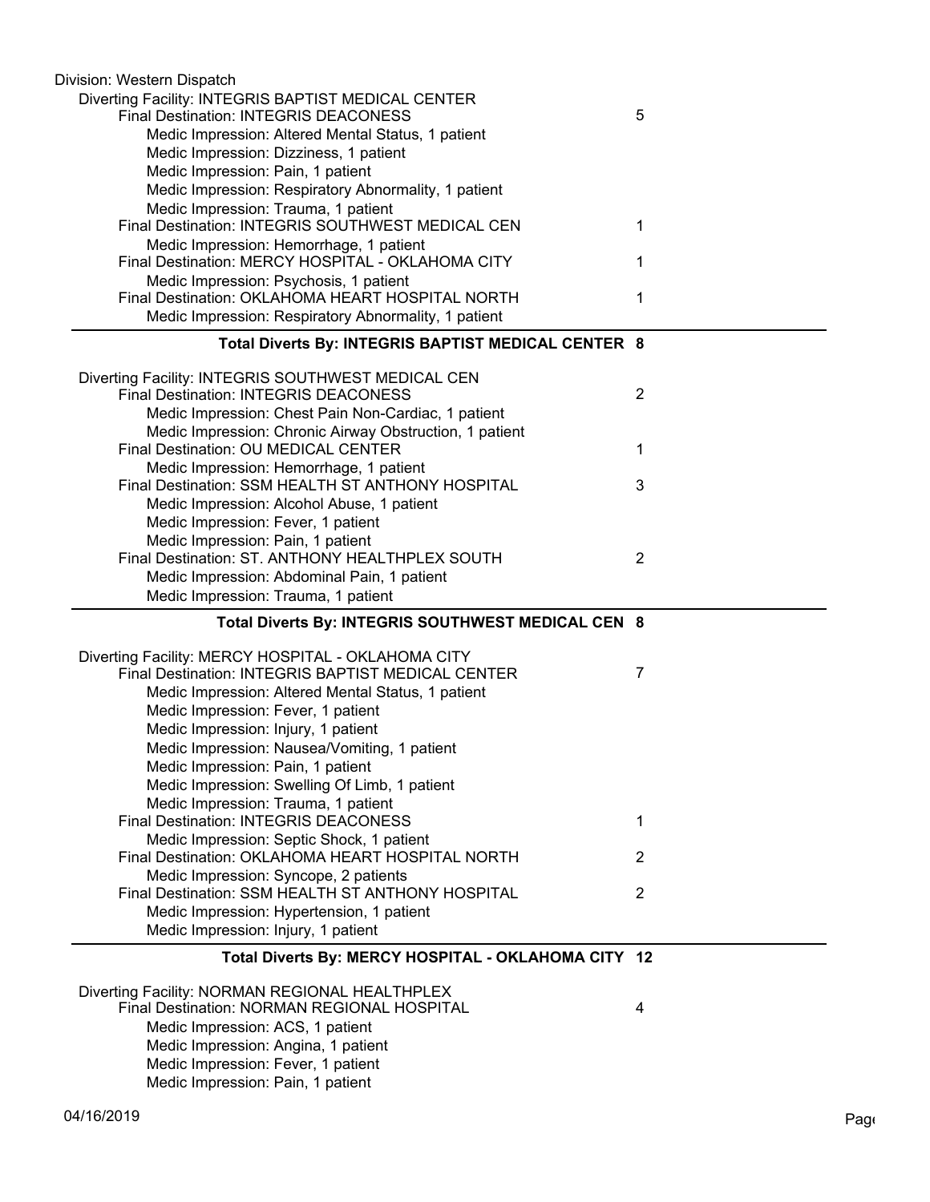Division: Western Dispatch

Diverting Facility: INTEGRIS BAPTIST MEDICAL CENTER

- Final Destination: INTEGRIS DEACONESS — 5
  - Medic Impression: Altered Mental Status, 1 patient
  - Medic Impression: Dizziness, 1 patient
  - Medic Impression: Pain, 1 patient
  - Medic Impression: Respiratory Abnormality, 1 patient
  - Medic Impression: Trauma, 1 patient
- Final Destination: INTEGRIS SOUTHWEST MEDICAL CEN — 1
  - Medic Impression: Hemorrhage, 1 patient
- Final Destination: MERCY HOSPITAL - OKLAHOMA CITY — 1
  - Medic Impression: Psychosis, 1 patient
- Final Destination: OKLAHOMA HEART HOSPITAL NORTH — 1
  - Medic Impression: Respiratory Abnormality, 1 patient

**Total Diverts By: INTEGRIS BAPTIST MEDICAL CENTER 8**

Diverting Facility: INTEGRIS SOUTHWEST MEDICAL CEN

- Final Destination: INTEGRIS DEACONESS — 2
  - Medic Impression: Chest Pain Non-Cardiac, 1 patient
  - Medic Impression: Chronic Airway Obstruction, 1 patient
- Final Destination: OU MEDICAL CENTER — 1
  - Medic Impression: Hemorrhage, 1 patient
- Final Destination: SSM HEALTH ST ANTHONY HOSPITAL — 3
  - Medic Impression: Alcohol Abuse, 1 patient
  - Medic Impression: Fever, 1 patient
  - Medic Impression: Pain, 1 patient
- Final Destination: ST. ANTHONY HEALTHPLEX SOUTH — 2
  - Medic Impression: Abdominal Pain, 1 patient
  - Medic Impression: Trauma, 1 patient

**Total Diverts By: INTEGRIS SOUTHWEST MEDICAL CEN 8**

Diverting Facility: MERCY HOSPITAL - OKLAHOMA CITY

- Final Destination: INTEGRIS BAPTIST MEDICAL CENTER — 7
  - Medic Impression: Altered Mental Status, 1 patient
  - Medic Impression: Fever, 1 patient
  - Medic Impression: Injury, 1 patient
  - Medic Impression: Nausea/Vomiting, 1 patient
  - Medic Impression: Pain, 1 patient
  - Medic Impression: Swelling Of Limb, 1 patient
  - Medic Impression: Trauma, 1 patient
- Final Destination: INTEGRIS DEACONESS — 1
  - Medic Impression: Septic Shock, 1 patient
- Final Destination: OKLAHOMA HEART HOSPITAL NORTH — 2
  - Medic Impression: Syncope, 2 patients
- Final Destination: SSM HEALTH ST ANTHONY HOSPITAL — 2
  - Medic Impression: Hypertension, 1 patient
  - Medic Impression: Injury, 1 patient

**Total Diverts By: MERCY HOSPITAL - OKLAHOMA CITY 12**

Diverting Facility: NORMAN REGIONAL HEALTHPLEX

- Final Destination: NORMAN REGIONAL HOSPITAL — 4
  - Medic Impression: ACS, 1 patient
  - Medic Impression: Angina, 1 patient
  - Medic Impression: Fever, 1 patient
  - Medic Impression: Pain, 1 patient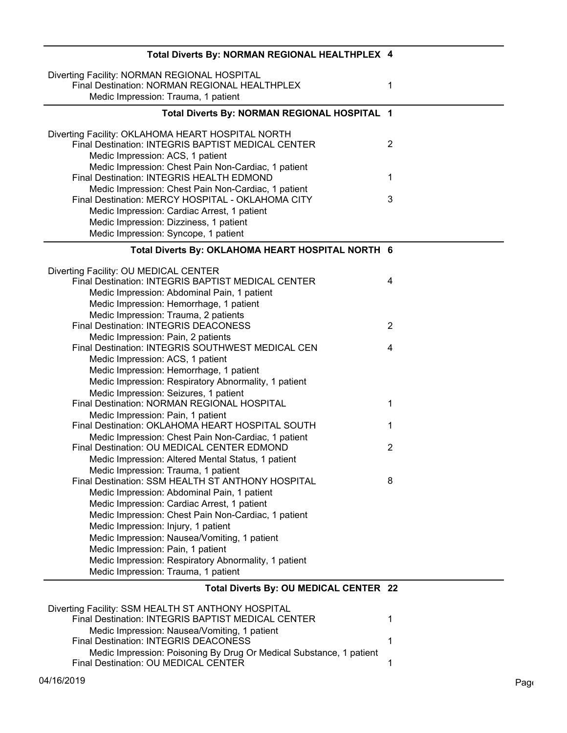**Total Diverts By: NORMAN REGIONAL HEALTHPLEX 4**

Diverting Facility: NORMAN REGIONAL HOSPITAL
- Final Destination: NORMAN REGIONAL HEALTHPLEX — 1
  - Medic Impression: Trauma, 1 patient

**Total Diverts By: NORMAN REGIONAL HOSPITAL 1**

Diverting Facility: OKLAHOMA HEART HOSPITAL NORTH
- Final Destination: INTEGRIS BAPTIST MEDICAL CENTER — 2
  - Medic Impression: ACS, 1 patient
  - Medic Impression: Chest Pain Non-Cardiac, 1 patient
- Final Destination: INTEGRIS HEALTH EDMOND — 1
  - Medic Impression: Chest Pain Non-Cardiac, 1 patient
- Final Destination: MERCY HOSPITAL - OKLAHOMA CITY — 3
  - Medic Impression: Cardiac Arrest, 1 patient
  - Medic Impression: Dizziness, 1 patient
  - Medic Impression: Syncope, 1 patient

**Total Diverts By: OKLAHOMA HEART HOSPITAL NORTH 6**

Diverting Facility: OU MEDICAL CENTER
- Final Destination: INTEGRIS BAPTIST MEDICAL CENTER — 4
  - Medic Impression: Abdominal Pain, 1 patient
  - Medic Impression: Hemorrhage, 1 patient
  - Medic Impression: Trauma, 2 patients
- Final Destination: INTEGRIS DEACONESS — 2
  - Medic Impression: Pain, 2 patients
- Final Destination: INTEGRIS SOUTHWEST MEDICAL CEN — 4
  - Medic Impression: ACS, 1 patient
  - Medic Impression: Hemorrhage, 1 patient
  - Medic Impression: Respiratory Abnormality, 1 patient
  - Medic Impression: Seizures, 1 patient
- Final Destination: NORMAN REGIONAL HOSPITAL — 1
  - Medic Impression: Pain, 1 patient
- Final Destination: OKLAHOMA HEART HOSPITAL SOUTH — 1
  - Medic Impression: Chest Pain Non-Cardiac, 1 patient
- Final Destination: OU MEDICAL CENTER EDMOND — 2
  - Medic Impression: Altered Mental Status, 1 patient
  - Medic Impression: Trauma, 1 patient
- Final Destination: SSM HEALTH ST ANTHONY HOSPITAL — 8
  - Medic Impression: Abdominal Pain, 1 patient
  - Medic Impression: Cardiac Arrest, 1 patient
  - Medic Impression: Chest Pain Non-Cardiac, 1 patient
  - Medic Impression: Injury, 1 patient
  - Medic Impression: Nausea/Vomiting, 1 patient
  - Medic Impression: Pain, 1 patient
  - Medic Impression: Respiratory Abnormality, 1 patient
  - Medic Impression: Trauma, 1 patient

**Total Diverts By: OU MEDICAL CENTER 22**

Diverting Facility: SSM HEALTH ST ANTHONY HOSPITAL
- Final Destination: INTEGRIS BAPTIST MEDICAL CENTER — 1
  - Medic Impression: Nausea/Vomiting, 1 patient
- Final Destination: INTEGRIS DEACONESS — 1
  - Medic Impression: Poisoning By Drug Or Medical Substance, 1 patient
- Final Destination: OU MEDICAL CENTER — 1

04/16/2019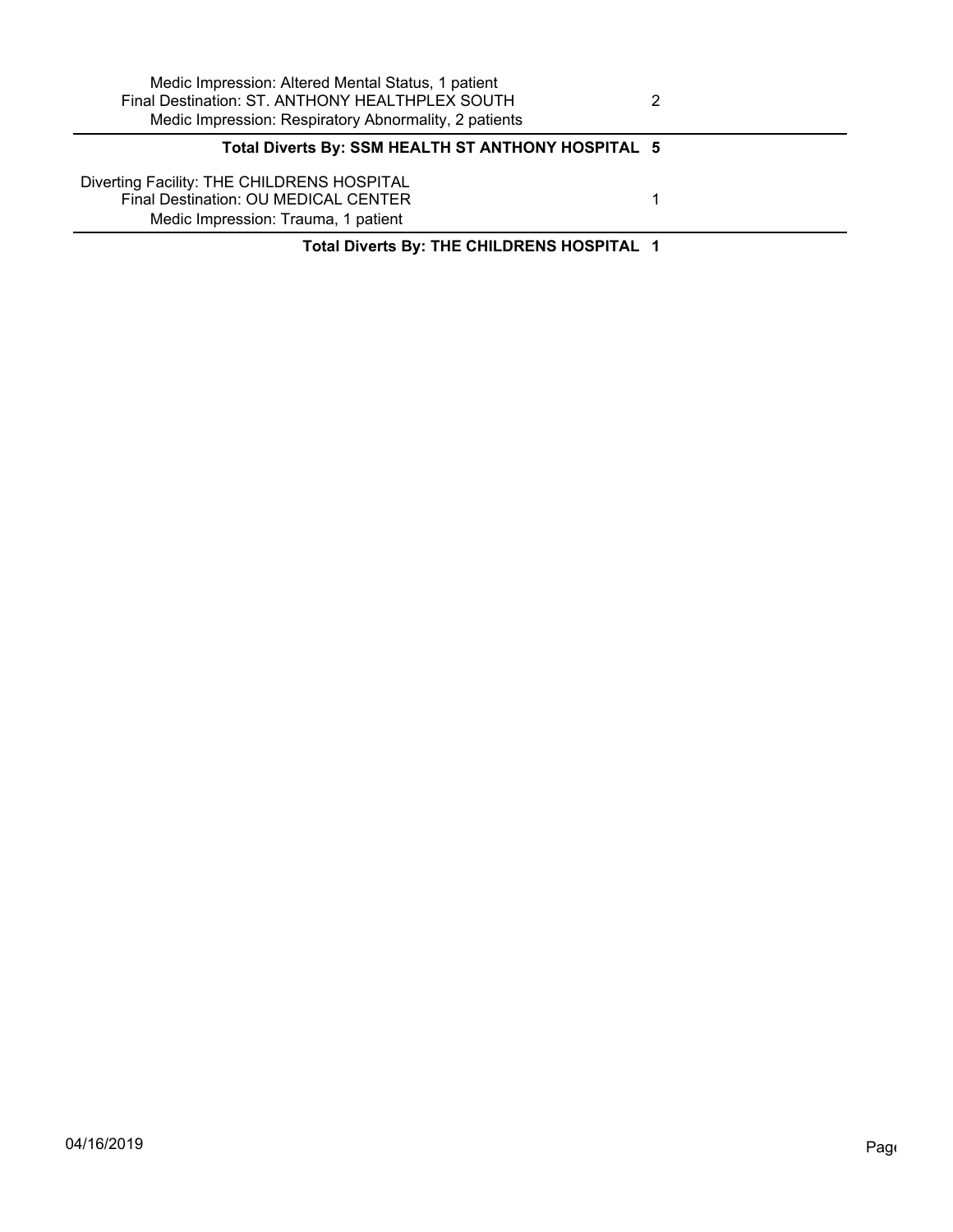Medic Impression: Altered Mental Status, 1 patient
Final Destination: ST. ANTHONY HEALTHPLEX SOUTH 2
Medic Impression: Respiratory Abnormality, 2 patients

**Total Diverts By: SSM HEALTH ST ANTHONY HOSPITAL 5**

Diverting Facility: THE CHILDRENS HOSPITAL
Final Destination: OU MEDICAL CENTER 1
Medic Impression: Trauma, 1 patient

**Total Diverts By: THE CHILDRENS HOSPITAL 1**